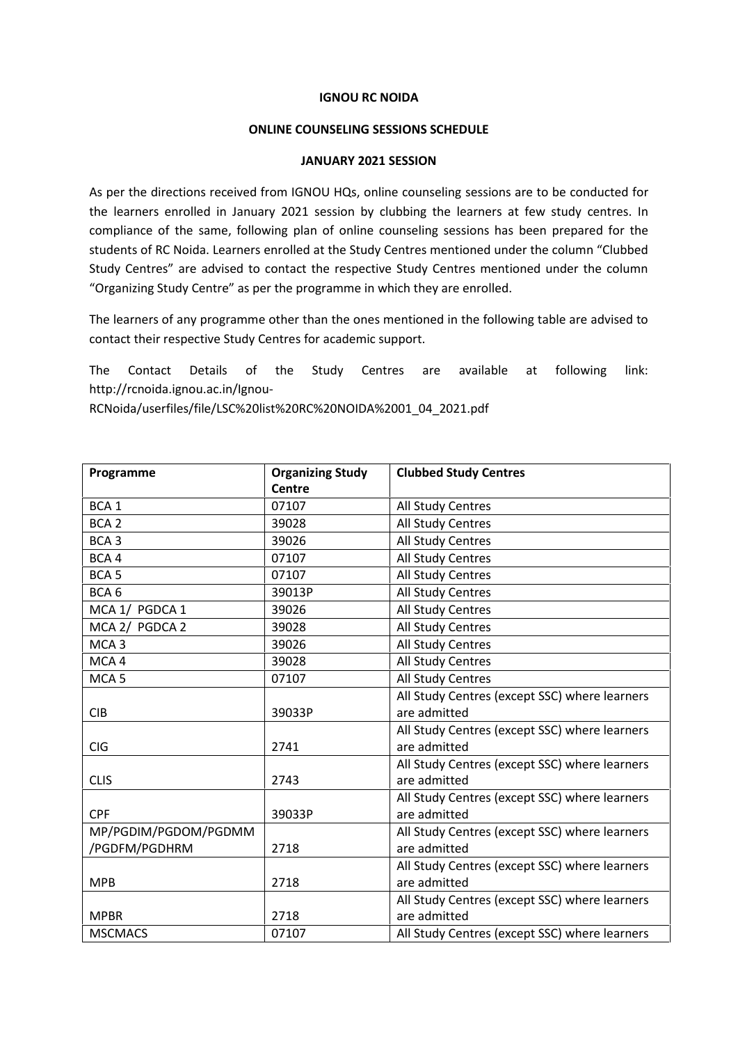**IGNOU RC NOIDA**

**ONLINE COUNSELING SESSIONS SCHEDULE**

**JANUARY 2021 SESSION**

As per the directions received from IGNOU HQs, online counseling sessions are to be conducted for the learners enrolled in January 2021 session by clubbing the learners at few study centres. In compliance of the same, following plan of online counseling sessions has been prepared for the students of RC Noida. Learners enrolled at the Study Centres mentioned under the column "Clubbed Study Centres" are advised to contact the respective Study Centres mentioned under the column "Organizing Study Centre" as per the programme in which they are enrolled.

The learners of any programme other than the ones mentioned in the following table are advised to contact their respective Study Centres for academic support.

The Contact Details of the Study Centres are available at following link: http://rcnoida.ignou.ac.in/Ignou-RCNoida/userfiles/file/LSC%20list%20RC%20NOIDA%2001_04_2021.pdf

| Programme | Organizing Study Centre | Clubbed Study Centres |
|---|---|---|
| BCA 1 | 07107 | All Study Centres |
| BCA 2 | 39028 | All Study Centres |
| BCA 3 | 39026 | All Study Centres |
| BCA 4 | 07107 | All Study Centres |
| BCA 5 | 07107 | All Study Centres |
| BCA 6 | 39013P | All Study Centres |
| MCA 1/ PGDCA 1 | 39026 | All Study Centres |
| MCA 2/ PGDCA 2 | 39028 | All Study Centres |
| MCA 3 | 39026 | All Study Centres |
| MCA 4 | 39028 | All Study Centres |
| MCA 5 | 07107 | All Study Centres |
| CIB | 39033P | All Study Centres (except SSC) where learners are admitted |
| CIG | 2741 | All Study Centres (except SSC) where learners are admitted |
| CLIS | 2743 | All Study Centres (except SSC) where learners are admitted |
| CPF | 39033P | All Study Centres (except SSC) where learners are admitted |
| MP/PGDIM/PGDOM/PGDMM /PGDFM/PGDHRM | 2718 | All Study Centres (except SSC) where learners are admitted |
| MPB | 2718 | All Study Centres (except SSC) where learners are admitted |
| MPBR | 2718 | All Study Centres (except SSC) where learners are admitted |
| MSCMACS | 07107 | All Study Centres (except SSC) where learners |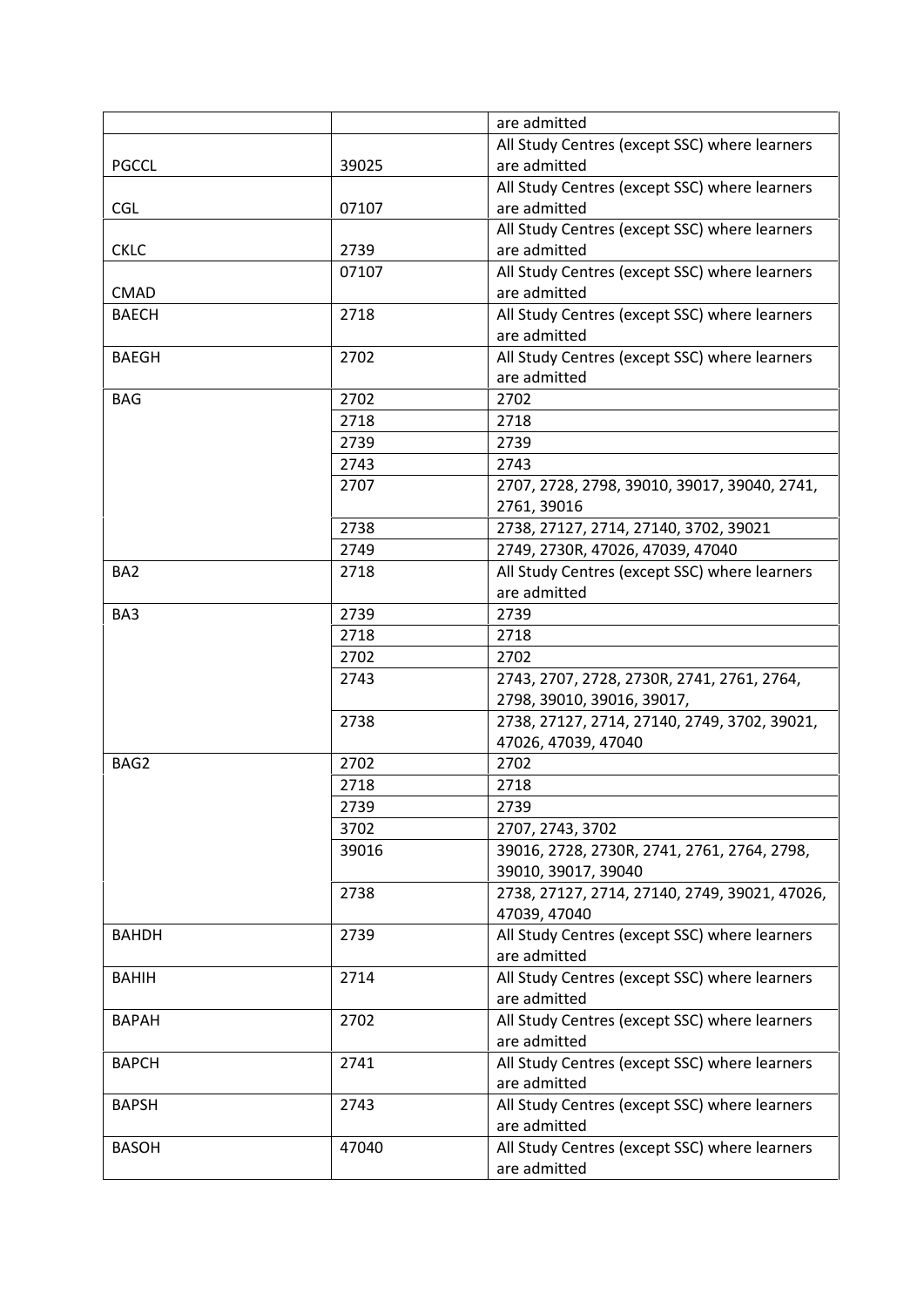| | | are admitted |
|---|---|---|
| PGCCL | 39025 | All Study Centres (except SSC) where learners are admitted |
| CGL | 07107 | All Study Centres (except SSC) where learners are admitted |
| CKLC | 2739 | All Study Centres (except SSC) where learners are admitted |
| CMAD | 07107 | All Study Centres (except SSC) where learners are admitted |
| BAECH | 2718 | All Study Centres (except SSC) where learners are admitted |
| BAEGH | 2702 | All Study Centres (except SSC) where learners are admitted |
| BAG | 2702 | 2702 |
| | 2718 | 2718 |
| | 2739 | 2739 |
| | 2743 | 2743 |
| | 2707 | 2707, 2728, 2798, 39010, 39017, 39040, 2741, 2761, 39016 |
| | 2738 | 2738, 27127, 2714, 27140, 3702, 39021 |
| | 2749 | 2749, 2730R, 47026, 47039, 47040 |
| BA2 | 2718 | All Study Centres (except SSC) where learners are admitted |
| BA3 | 2739 | 2739 |
| | 2718 | 2718 |
| | 2702 | 2702 |
| | 2743 | 2743, 2707, 2728, 2730R, 2741, 2761, 2764, 2798, 39010, 39016, 39017, |
| | 2738 | 2738, 27127, 2714, 27140, 2749, 3702, 39021, 47026, 47039, 47040 |
| BAG2 | 2702 | 2702 |
| | 2718 | 2718 |
| | 2739 | 2739 |
| | 3702 | 2707, 2743, 3702 |
| | 39016 | 39016, 2728, 2730R, 2741, 2761, 2764, 2798, 39010, 39017, 39040 |
| | 2738 | 2738, 27127, 2714, 27140, 2749, 39021, 47026, 47039, 47040 |
| BAHDH | 2739 | All Study Centres (except SSC) where learners are admitted |
| BAHIH | 2714 | All Study Centres (except SSC) where learners are admitted |
| BAPAH | 2702 | All Study Centres (except SSC) where learners are admitted |
| BAPCH | 2741 | All Study Centres (except SSC) where learners are admitted |
| BAPSH | 2743 | All Study Centres (except SSC) where learners are admitted |
| BASOH | 47040 | All Study Centres (except SSC) where learners are admitted |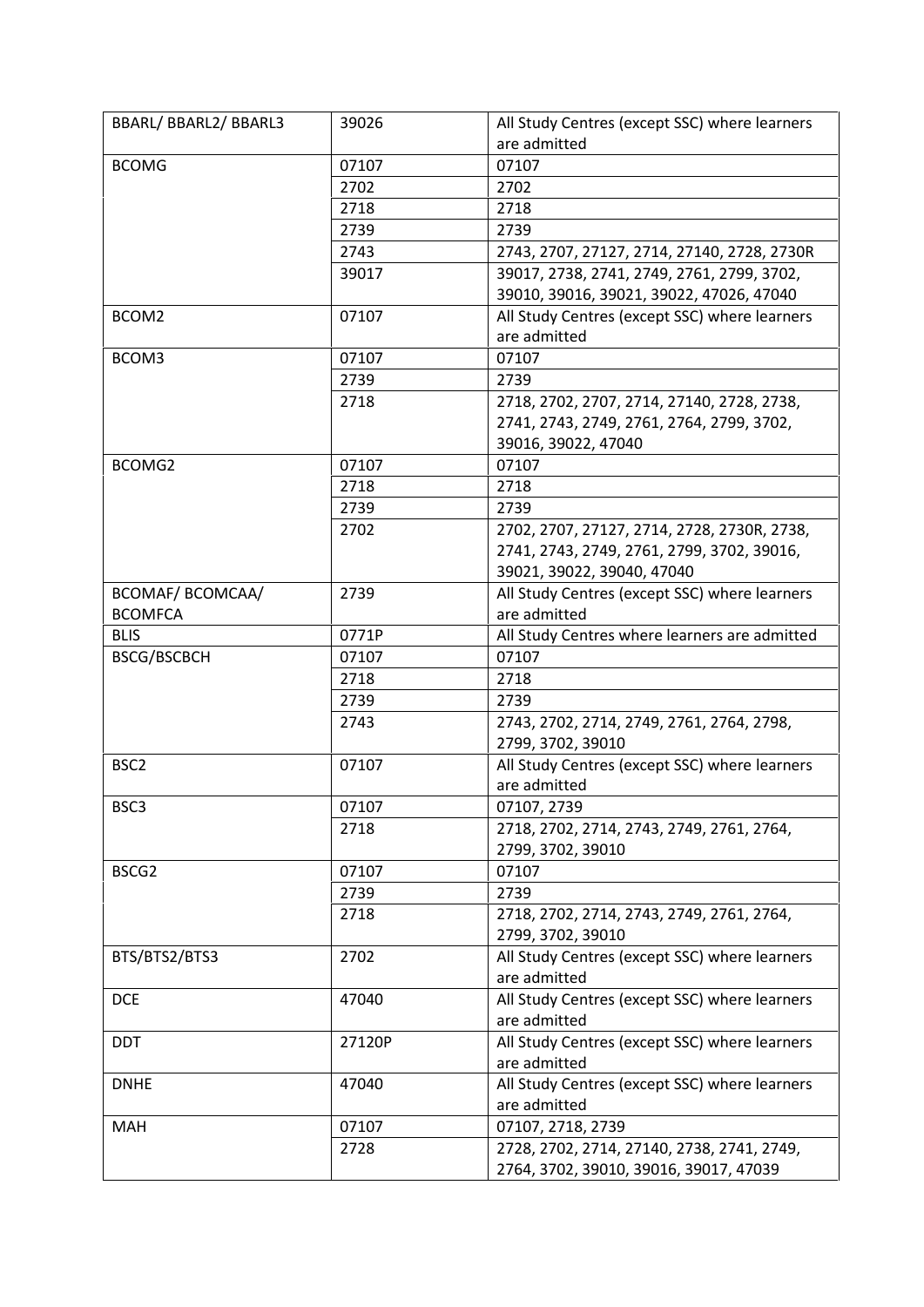| BBARL/ BBARL2/ BBARL3 | 39026 | All Study Centres (except SSC) where learners are admitted |
|---|---|---|
| BCOMG | 07107 | 07107 |
| | 2702 | 2702 |
| | 2718 | 2718 |
| | 2739 | 2739 |
| | 2743 | 2743, 2707, 27127, 2714, 27140, 2728, 2730R |
| | 39017 | 39017, 2738, 2741, 2749, 2761, 2799, 3702, 39010, 39016, 39021, 39022, 47026, 47040 |
| BCOM2 | 07107 | All Study Centres (except SSC) where learners are admitted |
| BCOM3 | 07107 | 07107 |
| | 2739 | 2739 |
| | 2718 | 2718, 2702, 2707, 2714, 27140, 2728, 2738, 2741, 2743, 2749, 2761, 2764, 2799, 3702, 39016, 39022, 47040 |
| BCOMG2 | 07107 | 07107 |
| | 2718 | 2718 |
| | 2739 | 2739 |
| | 2702 | 2702, 2707, 27127, 2714, 2728, 2730R, 2738, 2741, 2743, 2749, 2761, 2799, 3702, 39016, 39021, 39022, 39040, 47040 |
| BCOMAF/ BCOMCAA/ BCOMFCA | 2739 | All Study Centres (except SSC) where learners are admitted |
| BLIS | 0771P | All Study Centres where learners are admitted |
| BSCG/BSCBCH | 07107 | 07107 |
| | 2718 | 2718 |
| | 2739 | 2739 |
| | 2743 | 2743, 2702, 2714, 2749, 2761, 2764, 2798, 2799, 3702, 39010 |
| BSC2 | 07107 | All Study Centres (except SSC) where learners are admitted |
| BSC3 | 07107 | 07107, 2739 |
| | 2718 | 2718, 2702, 2714, 2743, 2749, 2761, 2764, 2799, 3702, 39010 |
| BSCG2 | 07107 | 07107 |
| | 2739 | 2739 |
| | 2718 | 2718, 2702, 2714, 2743, 2749, 2761, 2764, 2799, 3702, 39010 |
| BTS/BTS2/BTS3 | 2702 | All Study Centres (except SSC) where learners are admitted |
| DCE | 47040 | All Study Centres (except SSC) where learners are admitted |
| DDT | 27120P | All Study Centres (except SSC) where learners are admitted |
| DNHE | 47040 | All Study Centres (except SSC) where learners are admitted |
| MAH | 07107 | 07107, 2718, 2739 |
| | 2728 | 2728, 2702, 2714, 27140, 2738, 2741, 2749, 2764, 3702, 39010, 39016, 39017, 47039 |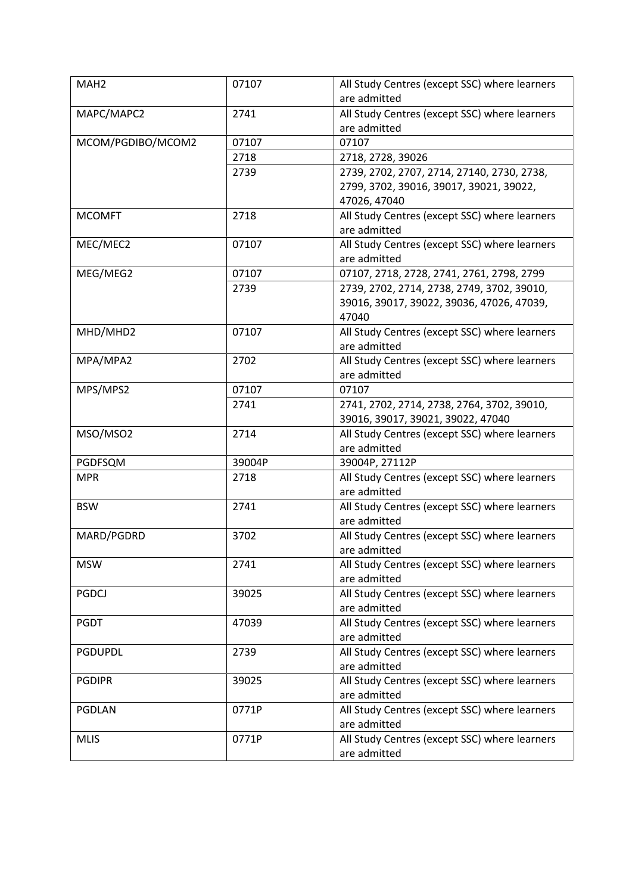| | | |
|---|---|---|
| MAH2 | 07107 | All Study Centres (except SSC) where learners are admitted |
| MAPC/MAPC2 | 2741 | All Study Centres (except SSC) where learners are admitted |
| MCOM/PGDIBO/MCOM2 | 07107 | 07107 |
| | 2718 | 2718, 2728, 39026 |
| | 2739 | 2739, 2702, 2707, 2714, 27140, 2730, 2738, 2799, 3702, 39016, 39017, 39021, 39022, 47026, 47040 |
| MCOMFT | 2718 | All Study Centres (except SSC) where learners are admitted |
| MEC/MEC2 | 07107 | All Study Centres (except SSC) where learners are admitted |
| MEG/MEG2 | 07107 | 07107, 2718, 2728, 2741, 2761, 2798, 2799 |
| | 2739 | 2739, 2702, 2714, 2738, 2749, 3702, 39010, 39016, 39017, 39022, 39036, 47026, 47039, 47040 |
| MHD/MHD2 | 07107 | All Study Centres (except SSC) where learners are admitted |
| MPA/MPA2 | 2702 | All Study Centres (except SSC) where learners are admitted |
| MPS/MPS2 | 07107 | 07107 |
| | 2741 | 2741, 2702, 2714, 2738, 2764, 3702, 39010, 39016, 39017, 39021, 39022, 47040 |
| MSO/MSO2 | 2714 | All Study Centres (except SSC) where learners are admitted |
| PGDFSQM | 39004P | 39004P, 27112P |
| MPR | 2718 | All Study Centres (except SSC) where learners are admitted |
| BSW | 2741 | All Study Centres (except SSC) where learners are admitted |
| MARD/PGDRD | 3702 | All Study Centres (except SSC) where learners are admitted |
| MSW | 2741 | All Study Centres (except SSC) where learners are admitted |
| PGDCJ | 39025 | All Study Centres (except SSC) where learners are admitted |
| PGDT | 47039 | All Study Centres (except SSC) where learners are admitted |
| PGDUPDL | 2739 | All Study Centres (except SSC) where learners are admitted |
| PGDIPR | 39025 | All Study Centres (except SSC) where learners are admitted |
| PGDLAN | 0771P | All Study Centres (except SSC) where learners are admitted |
| MLIS | 0771P | All Study Centres (except SSC) where learners are admitted |